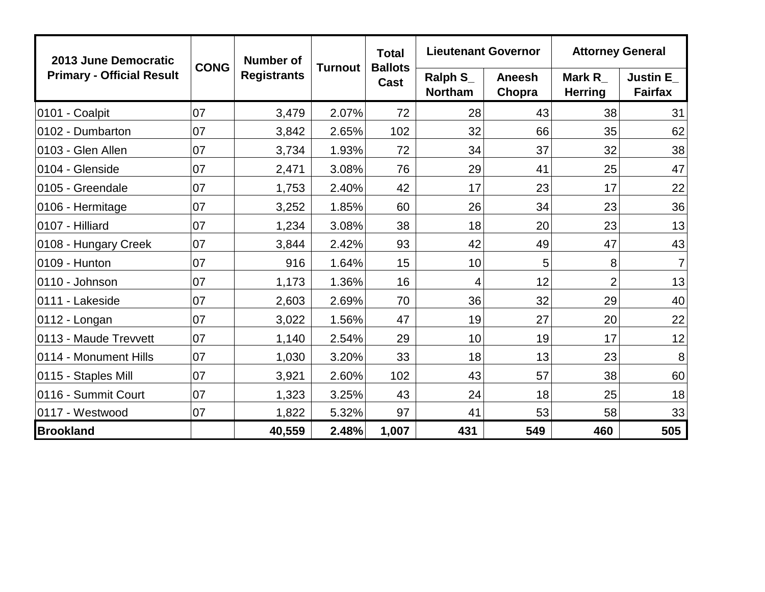| 2013 June Democratic Primary - Official Result | CONG | Number of Registrants | Turnout | Total Ballots Cast | Lieutenant Governor | | Attorney General | |
|---|---|---|---|---|---|---|---|---|
| | | | | | Ralph S_ Northam | Aneesh Chopra | Mark R_ Herring | Justin E_ Fairfax |
| 0101 - Coalpit | 07 | 3,479 | 2.07% | 72 | 28 | 43 | 38 | 31 |
| 0102 - Dumbarton | 07 | 3,842 | 2.65% | 102 | 32 | 66 | 35 | 62 |
| 0103 - Glen Allen | 07 | 3,734 | 1.93% | 72 | 34 | 37 | 32 | 38 |
| 0104 - Glenside | 07 | 2,471 | 3.08% | 76 | 29 | 41 | 25 | 47 |
| 0105 - Greendale | 07 | 1,753 | 2.40% | 42 | 17 | 23 | 17 | 22 |
| 0106 - Hermitage | 07 | 3,252 | 1.85% | 60 | 26 | 34 | 23 | 36 |
| 0107 - Hilliard | 07 | 1,234 | 3.08% | 38 | 18 | 20 | 23 | 13 |
| 0108 - Hungary Creek | 07 | 3,844 | 2.42% | 93 | 42 | 49 | 47 | 43 |
| 0109 - Hunton | 07 | 916 | 1.64% | 15 | 10 | 5 | 8 | 7 |
| 0110 - Johnson | 07 | 1,173 | 1.36% | 16 | 4 | 12 | 2 | 13 |
| 0111 - Lakeside | 07 | 2,603 | 2.69% | 70 | 36 | 32 | 29 | 40 |
| 0112 - Longan | 07 | 3,022 | 1.56% | 47 | 19 | 27 | 20 | 22 |
| 0113 - Maude Trevvett | 07 | 1,140 | 2.54% | 29 | 10 | 19 | 17 | 12 |
| 0114 - Monument Hills | 07 | 1,030 | 3.20% | 33 | 18 | 13 | 23 | 8 |
| 0115 - Staples Mill | 07 | 3,921 | 2.60% | 102 | 43 | 57 | 38 | 60 |
| 0116 - Summit Court | 07 | 1,323 | 3.25% | 43 | 24 | 18 | 25 | 18 |
| 0117 - Westwood | 07 | 1,822 | 5.32% | 97 | 41 | 53 | 58 | 33 |
| **Brookland** | | **40,559** | **2.48%** | **1,007** | **431** | **549** | **460** | **505** |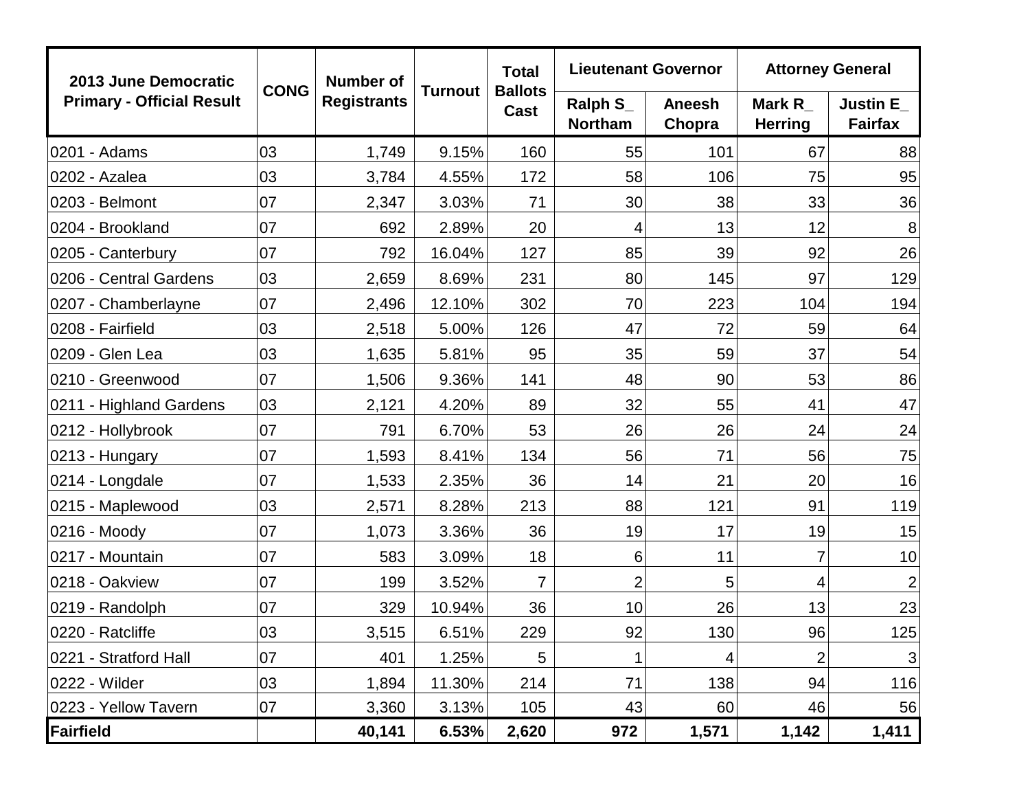| 2013 June Democratic Primary - Official Result | CONG | Number of Registrants | Turnout | Total Ballots Cast | Lieutenant Governor | | Attorney General | |
|---|---|---|---|---|---|---|---|---|
| | | | | | Ralph S_ Northam | Aneesh Chopra | Mark R_ Herring | Justin E_ Fairfax |
| 0201 - Adams | 03 | 1,749 | 9.15% | 160 | 55 | 101 | 67 | 88 |
| 0202 - Azalea | 03 | 3,784 | 4.55% | 172 | 58 | 106 | 75 | 95 |
| 0203 - Belmont | 07 | 2,347 | 3.03% | 71 | 30 | 38 | 33 | 36 |
| 0204 - Brookland | 07 | 692 | 2.89% | 20 | 4 | 13 | 12 | 8 |
| 0205 - Canterbury | 07 | 792 | 16.04% | 127 | 85 | 39 | 92 | 26 |
| 0206 - Central Gardens | 03 | 2,659 | 8.69% | 231 | 80 | 145 | 97 | 129 |
| 0207 - Chamberlayne | 07 | 2,496 | 12.10% | 302 | 70 | 223 | 104 | 194 |
| 0208 - Fairfield | 03 | 2,518 | 5.00% | 126 | 47 | 72 | 59 | 64 |
| 0209 - Glen Lea | 03 | 1,635 | 5.81% | 95 | 35 | 59 | 37 | 54 |
| 0210 - Greenwood | 07 | 1,506 | 9.36% | 141 | 48 | 90 | 53 | 86 |
| 0211 - Highland Gardens | 03 | 2,121 | 4.20% | 89 | 32 | 55 | 41 | 47 |
| 0212 - Hollybrook | 07 | 791 | 6.70% | 53 | 26 | 26 | 24 | 24 |
| 0213 - Hungary | 07 | 1,593 | 8.41% | 134 | 56 | 71 | 56 | 75 |
| 0214 - Longdale | 07 | 1,533 | 2.35% | 36 | 14 | 21 | 20 | 16 |
| 0215 - Maplewood | 03 | 2,571 | 8.28% | 213 | 88 | 121 | 91 | 119 |
| 0216 - Moody | 07 | 1,073 | 3.36% | 36 | 19 | 17 | 19 | 15 |
| 0217 - Mountain | 07 | 583 | 3.09% | 18 | 6 | 11 | 7 | 10 |
| 0218 - Oakview | 07 | 199 | 3.52% | 7 | 2 | 5 | 4 | 2 |
| 0219 - Randolph | 07 | 329 | 10.94% | 36 | 10 | 26 | 13 | 23 |
| 0220 - Ratcliffe | 03 | 3,515 | 6.51% | 229 | 92 | 130 | 96 | 125 |
| 0221 - Stratford Hall | 07 | 401 | 1.25% | 5 | 1 | 4 | 2 | 3 |
| 0222 - Wilder | 03 | 1,894 | 11.30% | 214 | 71 | 138 | 94 | 116 |
| 0223 - Yellow Tavern | 07 | 3,360 | 3.13% | 105 | 43 | 60 | 46 | 56 |
| **Fairfield** | | **40,141** | **6.53%** | **2,620** | **972** | **1,571** | **1,142** | **1,411** |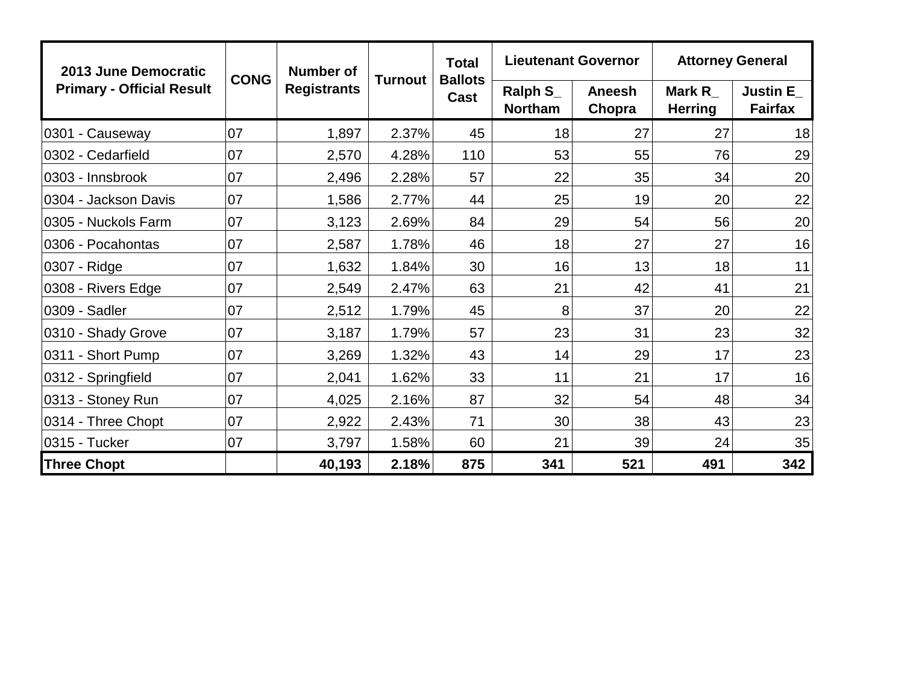| 2013 June Democratic Primary - Official Result | CONG | Number of Registrants | Turnout | Total Ballots Cast | Lieutenant Governor | | Attorney General | |
|---|---|---|---|---|---|---|---|---|
| | | | | | Ralph S_ Northam | Aneesh Chopra | Mark R_ Herring | Justin E_ Fairfax |
| 0301 - Causeway | 07 | 1,897 | 2.37% | 45 | 18 | 27 | 27 | 18 |
| 0302 - Cedarfield | 07 | 2,570 | 4.28% | 110 | 53 | 55 | 76 | 29 |
| 0303 - Innsbrook | 07 | 2,496 | 2.28% | 57 | 22 | 35 | 34 | 20 |
| 0304 - Jackson Davis | 07 | 1,586 | 2.77% | 44 | 25 | 19 | 20 | 22 |
| 0305 - Nuckols Farm | 07 | 3,123 | 2.69% | 84 | 29 | 54 | 56 | 20 |
| 0306 - Pocahontas | 07 | 2,587 | 1.78% | 46 | 18 | 27 | 27 | 16 |
| 0307 - Ridge | 07 | 1,632 | 1.84% | 30 | 16 | 13 | 18 | 11 |
| 0308 - Rivers Edge | 07 | 2,549 | 2.47% | 63 | 21 | 42 | 41 | 21 |
| 0309 - Sadler | 07 | 2,512 | 1.79% | 45 | 8 | 37 | 20 | 22 |
| 0310 - Shady Grove | 07 | 3,187 | 1.79% | 57 | 23 | 31 | 23 | 32 |
| 0311 - Short Pump | 07 | 3,269 | 1.32% | 43 | 14 | 29 | 17 | 23 |
| 0312 - Springfield | 07 | 2,041 | 1.62% | 33 | 11 | 21 | 17 | 16 |
| 0313 - Stoney Run | 07 | 4,025 | 2.16% | 87 | 32 | 54 | 48 | 34 |
| 0314 - Three Chopt | 07 | 2,922 | 2.43% | 71 | 30 | 38 | 43 | 23 |
| 0315 - Tucker | 07 | 3,797 | 1.58% | 60 | 21 | 39 | 24 | 35 |
| **Three Chopt** | | **40,193** | **2.18%** | **875** | **341** | **521** | **491** | **342** |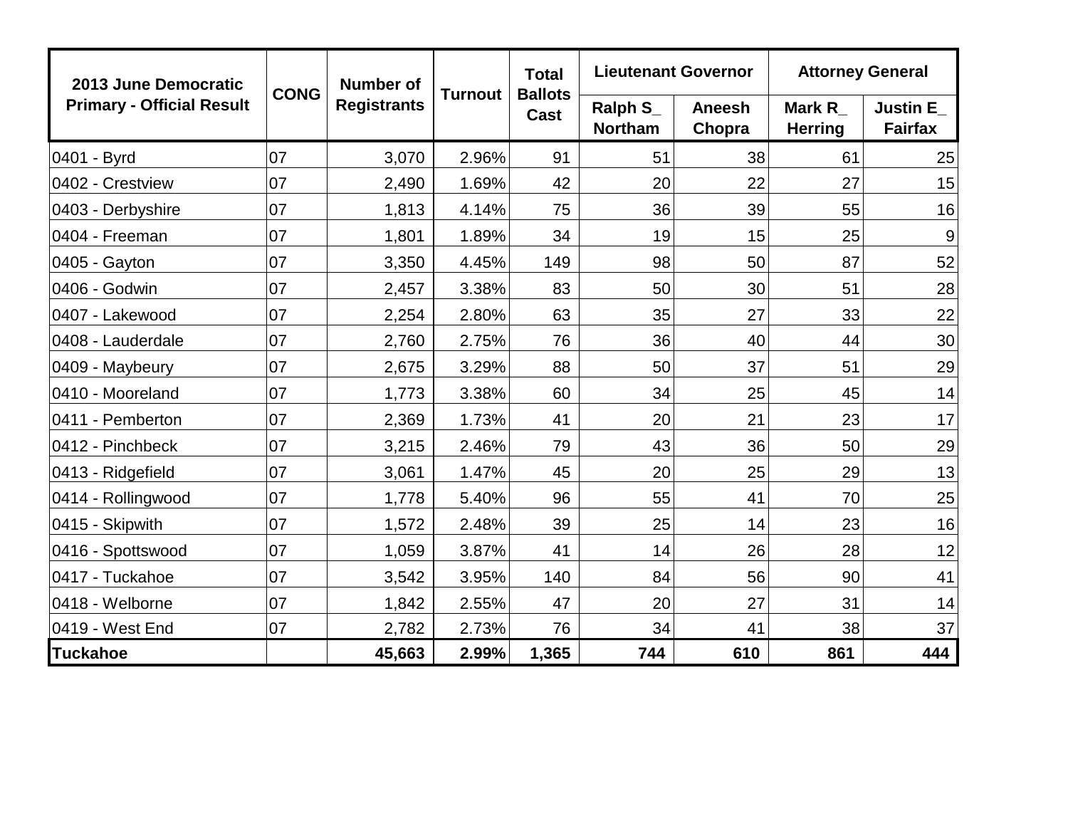| 2013 June Democratic Primary - Official Result | CONG | Number of Registrants | Turnout | Total Ballots Cast | Lieutenant Governor | | Attorney General | |
|---|---|---|---|---|---|---|---|---|
| | | | | | Ralph S_ Northam | Aneesh Chopra | Mark R_ Herring | Justin E_ Fairfax |
| 0401 - Byrd | 07 | 3,070 | 2.96% | 91 | 51 | 38 | 61 | 25 |
| 0402 - Crestview | 07 | 2,490 | 1.69% | 42 | 20 | 22 | 27 | 15 |
| 0403 - Derbyshire | 07 | 1,813 | 4.14% | 75 | 36 | 39 | 55 | 16 |
| 0404 - Freeman | 07 | 1,801 | 1.89% | 34 | 19 | 15 | 25 | 9 |
| 0405 - Gayton | 07 | 3,350 | 4.45% | 149 | 98 | 50 | 87 | 52 |
| 0406 - Godwin | 07 | 2,457 | 3.38% | 83 | 50 | 30 | 51 | 28 |
| 0407 - Lakewood | 07 | 2,254 | 2.80% | 63 | 35 | 27 | 33 | 22 |
| 0408 - Lauderdale | 07 | 2,760 | 2.75% | 76 | 36 | 40 | 44 | 30 |
| 0409 - Maybeury | 07 | 2,675 | 3.29% | 88 | 50 | 37 | 51 | 29 |
| 0410 - Mooreland | 07 | 1,773 | 3.38% | 60 | 34 | 25 | 45 | 14 |
| 0411 - Pemberton | 07 | 2,369 | 1.73% | 41 | 20 | 21 | 23 | 17 |
| 0412 - Pinchbeck | 07 | 3,215 | 2.46% | 79 | 43 | 36 | 50 | 29 |
| 0413 - Ridgefield | 07 | 3,061 | 1.47% | 45 | 20 | 25 | 29 | 13 |
| 0414 - Rollingwood | 07 | 1,778 | 5.40% | 96 | 55 | 41 | 70 | 25 |
| 0415 - Skipwith | 07 | 1,572 | 2.48% | 39 | 25 | 14 | 23 | 16 |
| 0416 - Spottswood | 07 | 1,059 | 3.87% | 41 | 14 | 26 | 28 | 12 |
| 0417 - Tuckahoe | 07 | 3,542 | 3.95% | 140 | 84 | 56 | 90 | 41 |
| 0418 - Welborne | 07 | 1,842 | 2.55% | 47 | 20 | 27 | 31 | 14 |
| 0419 - West End | 07 | 2,782 | 2.73% | 76 | 34 | 41 | 38 | 37 |
| **Tuckahoe** | | **45,663** | **2.99%** | **1,365** | **744** | **610** | **861** | **444** |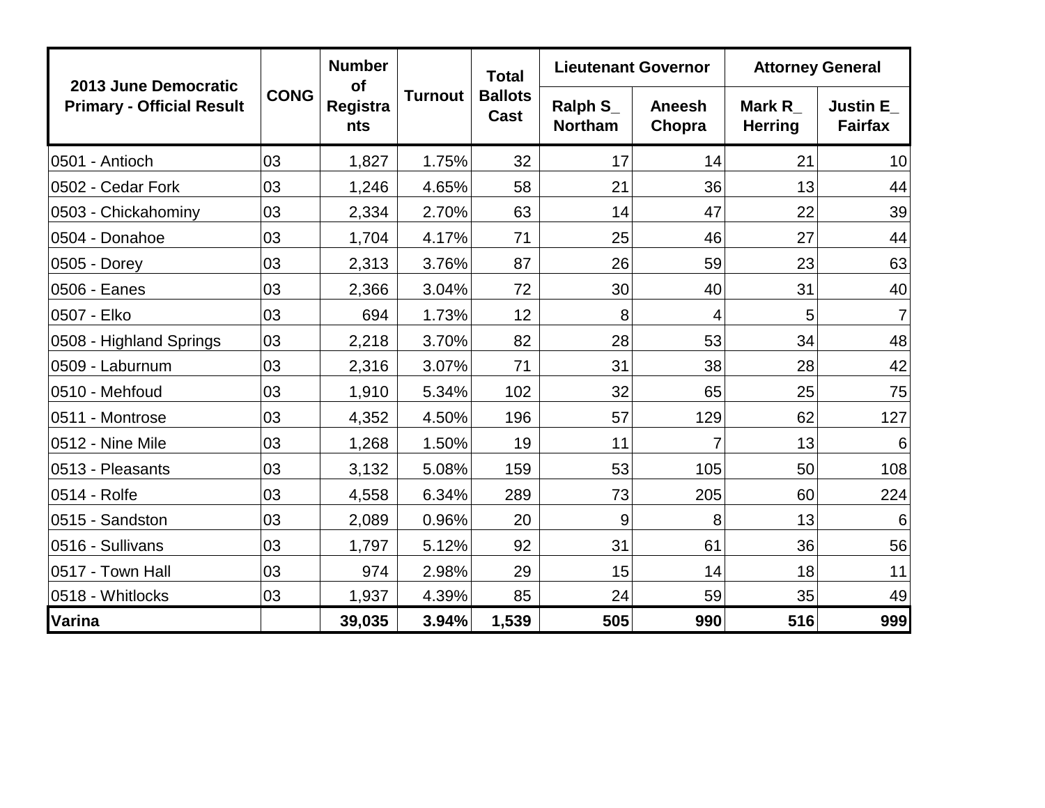| 2013 June Democratic Primary - Official Result | CONG | Number of Registrants | Turnout | Total Ballots Cast | Lieutenant Governor | | Attorney General | |
|---|---|---|---|---|---|---|---|---|
| | | | | | Ralph S_ Northam | Aneesh Chopra | Mark R_ Herring | Justin E_ Fairfax |
| 0501 - Antioch | 03 | 1,827 | 1.75% | 32 | 17 | 14 | 21 | 10 |
| 0502 - Cedar Fork | 03 | 1,246 | 4.65% | 58 | 21 | 36 | 13 | 44 |
| 0503 - Chickahominy | 03 | 2,334 | 2.70% | 63 | 14 | 47 | 22 | 39 |
| 0504 - Donahoe | 03 | 1,704 | 4.17% | 71 | 25 | 46 | 27 | 44 |
| 0505 - Dorey | 03 | 2,313 | 3.76% | 87 | 26 | 59 | 23 | 63 |
| 0506 - Eanes | 03 | 2,366 | 3.04% | 72 | 30 | 40 | 31 | 40 |
| 0507 - Elko | 03 | 694 | 1.73% | 12 | 8 | 4 | 5 | 7 |
| 0508 - Highland Springs | 03 | 2,218 | 3.70% | 82 | 28 | 53 | 34 | 48 |
| 0509 - Laburnum | 03 | 2,316 | 3.07% | 71 | 31 | 38 | 28 | 42 |
| 0510 - Mehfoud | 03 | 1,910 | 5.34% | 102 | 32 | 65 | 25 | 75 |
| 0511 - Montrose | 03 | 4,352 | 4.50% | 196 | 57 | 129 | 62 | 127 |
| 0512 - Nine Mile | 03 | 1,268 | 1.50% | 19 | 11 | 7 | 13 | 6 |
| 0513 - Pleasants | 03 | 3,132 | 5.08% | 159 | 53 | 105 | 50 | 108 |
| 0514 - Rolfe | 03 | 4,558 | 6.34% | 289 | 73 | 205 | 60 | 224 |
| 0515 - Sandston | 03 | 2,089 | 0.96% | 20 | 9 | 8 | 13 | 6 |
| 0516 - Sullivans | 03 | 1,797 | 5.12% | 92 | 31 | 61 | 36 | 56 |
| 0517 - Town Hall | 03 | 974 | 2.98% | 29 | 15 | 14 | 18 | 11 |
| 0518 - Whitlocks | 03 | 1,937 | 4.39% | 85 | 24 | 59 | 35 | 49 |
| **Varina** | | **39,035** | **3.94%** | **1,539** | **505** | **990** | **516** | **999** |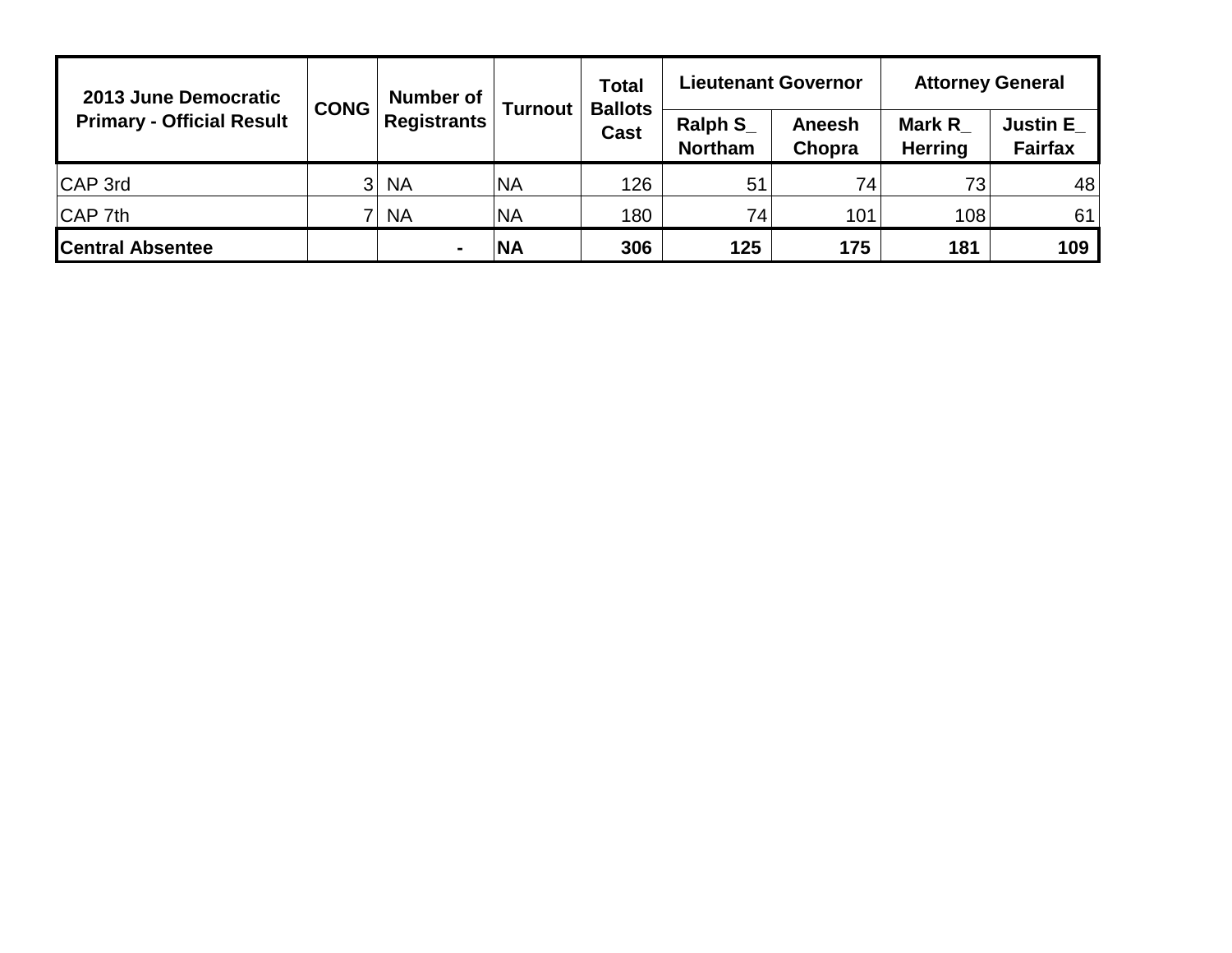| 2013 June Democratic Primary - Official Result | CONG | Number of Registrants | Turnout | Total Ballots Cast | Lieutenant Governor | | Attorney General | |
|---|---|---|---|---|---|---|---|---|
| | | | | | Ralph S_ Northam | Aneesh Chopra | Mark R_ Herring | Justin E_ Fairfax |
| CAP 3rd | 3 | NA | NA | 126 | 51 | 74 | 73 | 48 |
| CAP 7th | 7 | NA | NA | 180 | 74 | 101 | 108 | 61 |
| **Central Absentee** | | **-** | **NA** | **306** | **125** | **175** | **181** | **109** |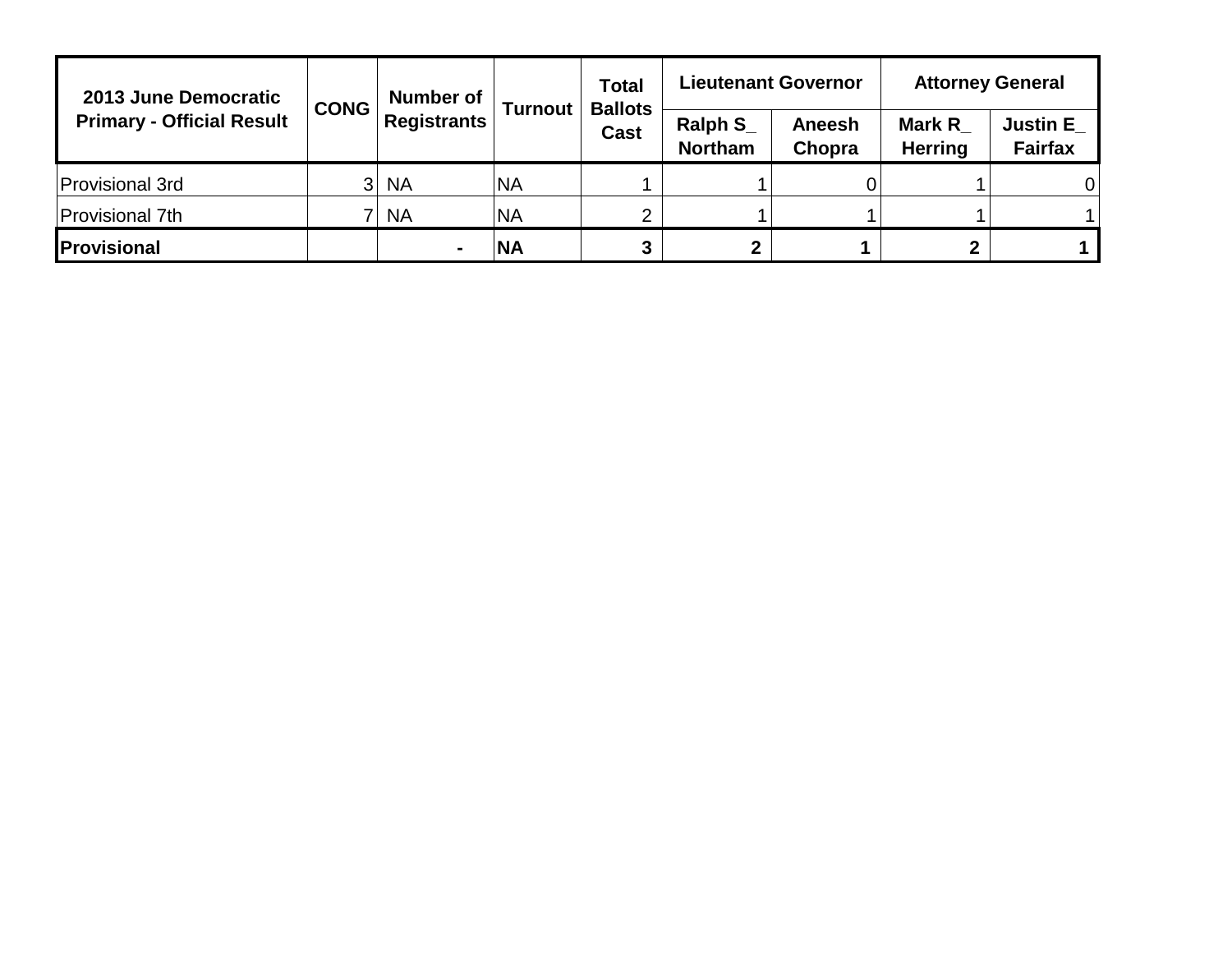| 2013 June Democratic Primary - Official Result | CONG | Number of Registrants | Turnout | Total Ballots Cast | Lieutenant Governor | | Attorney General | |
|---|---|---|---|---|---|---|---|---|
| | | | | | Ralph S_ Northam | Aneesh Chopra | Mark R_ Herring | Justin E_ Fairfax |
| Provisional 3rd | 3 | NA | NA | 1 | 1 | 0 | 1 | 0 |
| Provisional 7th | 7 | NA | NA | 2 | 1 | 1 | 1 | 1 |
| **Provisional** | | **-** | **NA** | **3** | **2** | **1** | **2** | **1** |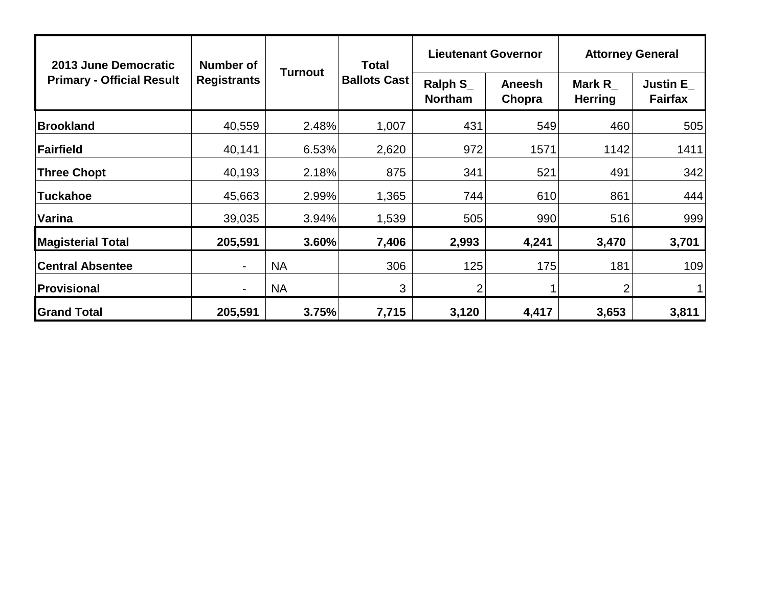| 2013 June Democratic Primary - Official Result | Number of Registrants | Turnout | Total Ballots Cast | Lieutenant Governor | | Attorney General | |
|---|---|---|---|---|---|---|---|
| | | | | Ralph S_ Northam | Aneesh Chopra | Mark R_ Herring | Justin E_ Fairfax |
| **Brookland** | 40,559 | 2.48% | 1,007 | 431 | 549 | 460 | 505 |
| **Fairfield** | 40,141 | 6.53% | 2,620 | 972 | 1571 | 1142 | 1411 |
| **Three Chopt** | 40,193 | 2.18% | 875 | 341 | 521 | 491 | 342 |
| **Tuckahoe** | 45,663 | 2.99% | 1,365 | 744 | 610 | 861 | 444 |
| **Varina** | 39,035 | 3.94% | 1,539 | 505 | 990 | 516 | 999 |
| **Magisterial Total** | **205,591** | **3.60%** | **7,406** | **2,993** | **4,241** | **3,470** | **3,701** |
| **Central Absentee** | - | NA | 306 | 125 | 175 | 181 | 109 |
| **Provisional** | - | NA | 3 | 2 | 1 | 2 | 1 |
| **Grand Total** | **205,591** | **3.75%** | **7,715** | **3,120** | **4,417** | **3,653** | **3,811** |